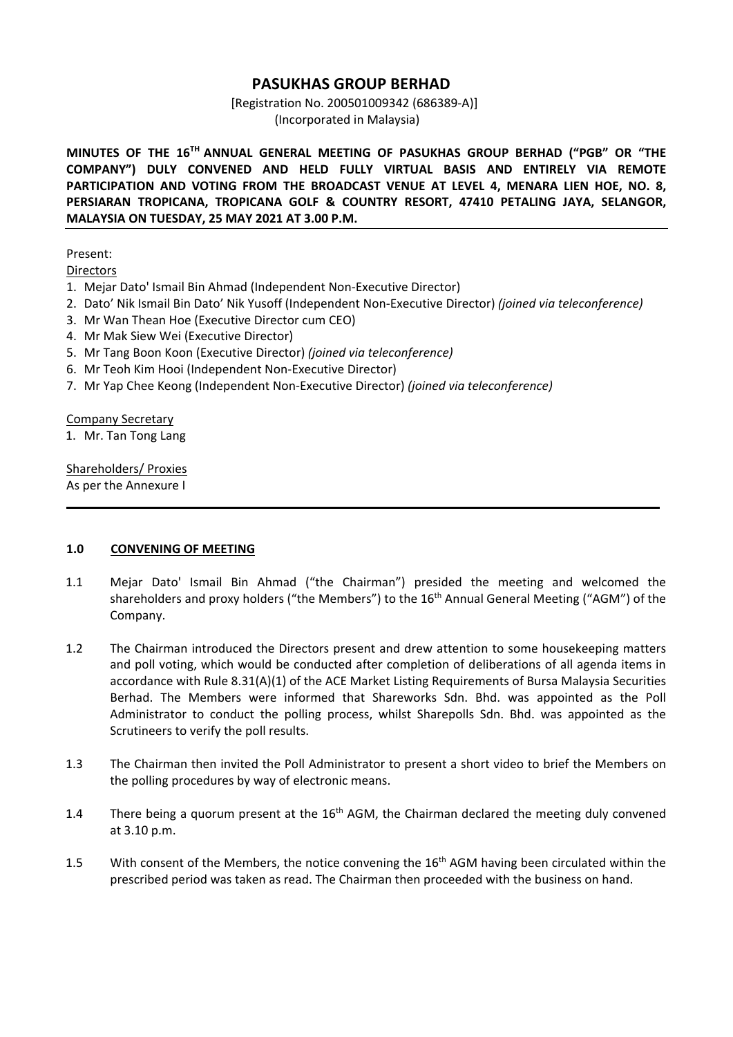# PASUKHAS GROUP BERHAD

[Registration No. 200501009342 (686389-A)]
(Incorporated in Malaysia)

**MINUTES OF THE 16TH ANNUAL GENERAL MEETING OF PASUKHAS GROUP BERHAD ("PGB" OR "THE COMPANY") DULY CONVENED AND HELD FULLY VIRTUAL BASIS AND ENTIRELY VIA REMOTE PARTICIPATION AND VOTING FROM THE BROADCAST VENUE AT LEVEL 4, MENARA LIEN HOE, NO. 8, PERSIARAN TROPICANA, TROPICANA GOLF & COUNTRY RESORT, 47410 PETALING JAYA, SELANGOR, MALAYSIA ON TUESDAY, 25 MAY 2021 AT 3.00 P.M.**

Present:

Directors

1. Mejar Dato' Ismail Bin Ahmad (Independent Non-Executive Director)
2. Dato' Nik Ismail Bin Dato' Nik Yusoff (Independent Non-Executive Director) *(joined via teleconference)*
3. Mr Wan Thean Hoe (Executive Director cum CEO)
4. Mr Mak Siew Wei (Executive Director)
5. Mr Tang Boon Koon (Executive Director) *(joined via teleconference)*
6. Mr Teoh Kim Hooi (Independent Non-Executive Director)
7. Mr Yap Chee Keong (Independent Non-Executive Director) *(joined via teleconference)*

Company Secretary

1. Mr. Tan Tong Lang

Shareholders/ Proxies
As per the Annexure I

## 1.0 CONVENING OF MEETING

1.1 Mejar Dato' Ismail Bin Ahmad ("the Chairman") presided the meeting and welcomed the shareholders and proxy holders ("the Members") to the 16th Annual General Meeting ("AGM") of the Company.

1.2 The Chairman introduced the Directors present and drew attention to some housekeeping matters and poll voting, which would be conducted after completion of deliberations of all agenda items in accordance with Rule 8.31(A)(1) of the ACE Market Listing Requirements of Bursa Malaysia Securities Berhad. The Members were informed that Shareworks Sdn. Bhd. was appointed as the Poll Administrator to conduct the polling process, whilst Sharepolls Sdn. Bhd. was appointed as the Scrutineers to verify the poll results.

1.3 The Chairman then invited the Poll Administrator to present a short video to brief the Members on the polling procedures by way of electronic means.

1.4 There being a quorum present at the 16th AGM, the Chairman declared the meeting duly convened at 3.10 p.m.

1.5 With consent of the Members, the notice convening the 16th AGM having been circulated within the prescribed period was taken as read. The Chairman then proceeded with the business on hand.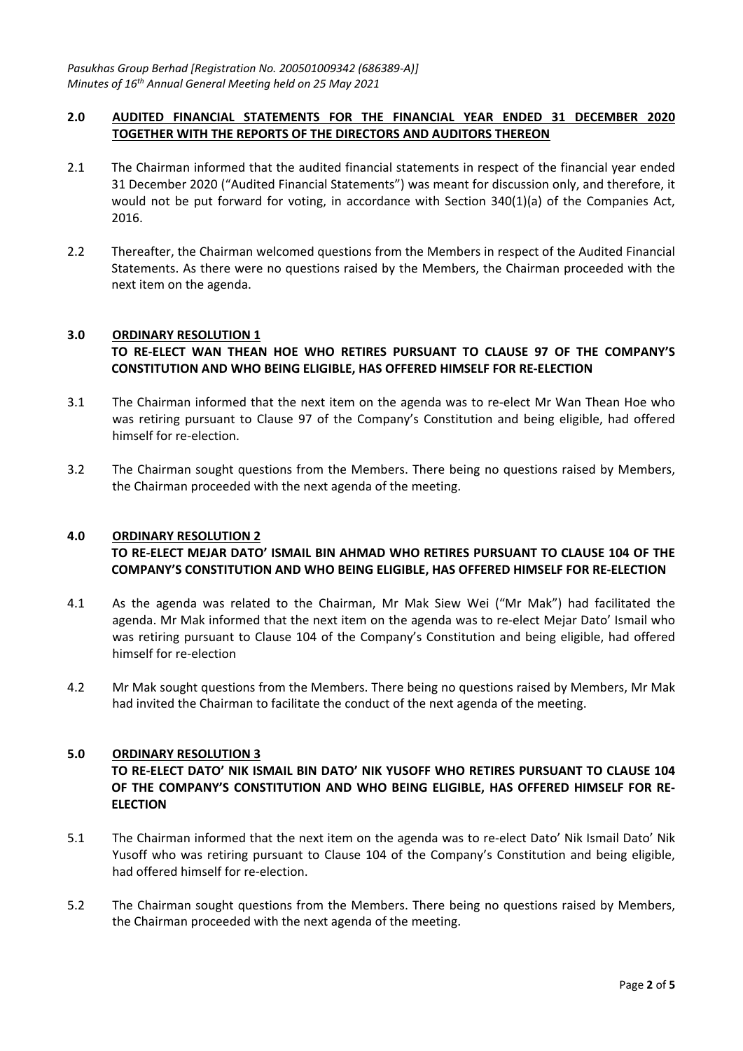## 2.0 AUDITED FINANCIAL STATEMENTS FOR THE FINANCIAL YEAR ENDED 31 DECEMBER 2020 TOGETHER WITH THE REPORTS OF THE DIRECTORS AND AUDITORS THEREON

2.1 The Chairman informed that the audited financial statements in respect of the financial year ended 31 December 2020 ("Audited Financial Statements") was meant for discussion only, and therefore, it would not be put forward for voting, in accordance with Section 340(1)(a) of the Companies Act, 2016.

2.2 Thereafter, the Chairman welcomed questions from the Members in respect of the Audited Financial Statements. As there were no questions raised by the Members, the Chairman proceeded with the next item on the agenda.

## 3.0 ORDINARY RESOLUTION 1

**TO RE-ELECT WAN THEAN HOE WHO RETIRES PURSUANT TO CLAUSE 97 OF THE COMPANY'S CONSTITUTION AND WHO BEING ELIGIBLE, HAS OFFERED HIMSELF FOR RE-ELECTION**

3.1 The Chairman informed that the next item on the agenda was to re-elect Mr Wan Thean Hoe who was retiring pursuant to Clause 97 of the Company's Constitution and being eligible, had offered himself for re-election.

3.2 The Chairman sought questions from the Members. There being no questions raised by Members, the Chairman proceeded with the next agenda of the meeting.

## 4.0 ORDINARY RESOLUTION 2

**TO RE-ELECT MEJAR DATO' ISMAIL BIN AHMAD WHO RETIRES PURSUANT TO CLAUSE 104 OF THE COMPANY'S CONSTITUTION AND WHO BEING ELIGIBLE, HAS OFFERED HIMSELF FOR RE-ELECTION**

4.1 As the agenda was related to the Chairman, Mr Mak Siew Wei ("Mr Mak") had facilitated the agenda. Mr Mak informed that the next item on the agenda was to re-elect Mejar Dato' Ismail who was retiring pursuant to Clause 104 of the Company's Constitution and being eligible, had offered himself for re-election

4.2 Mr Mak sought questions from the Members. There being no questions raised by Members, Mr Mak had invited the Chairman to facilitate the conduct of the next agenda of the meeting.

## 5.0 ORDINARY RESOLUTION 3

**TO RE-ELECT DATO' NIK ISMAIL BIN DATO' NIK YUSOFF WHO RETIRES PURSUANT TO CLAUSE 104 OF THE COMPANY'S CONSTITUTION AND WHO BEING ELIGIBLE, HAS OFFERED HIMSELF FOR RE-ELECTION**

5.1 The Chairman informed that the next item on the agenda was to re-elect Dato' Nik Ismail Dato' Nik Yusoff who was retiring pursuant to Clause 104 of the Company's Constitution and being eligible, had offered himself for re-election.

5.2 The Chairman sought questions from the Members. There being no questions raised by Members, the Chairman proceeded with the next agenda of the meeting.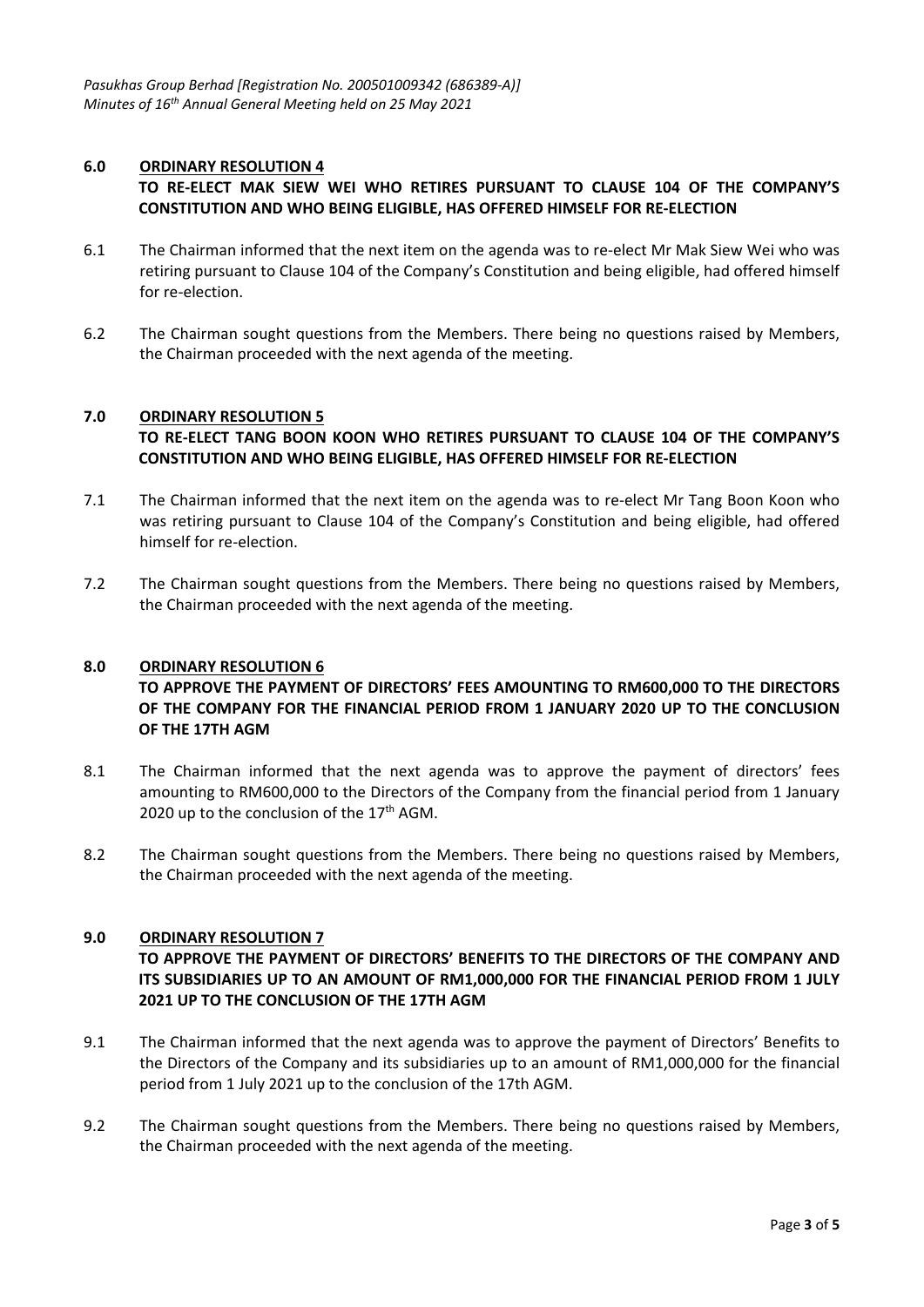## 6.0 ORDINARY RESOLUTION 4

**TO RE-ELECT MAK SIEW WEI WHO RETIRES PURSUANT TO CLAUSE 104 OF THE COMPANY'S CONSTITUTION AND WHO BEING ELIGIBLE, HAS OFFERED HIMSELF FOR RE-ELECTION**

6.1 The Chairman informed that the next item on the agenda was to re-elect Mr Mak Siew Wei who was retiring pursuant to Clause 104 of the Company's Constitution and being eligible, had offered himself for re-election.

6.2 The Chairman sought questions from the Members. There being no questions raised by Members, the Chairman proceeded with the next agenda of the meeting.

## 7.0 ORDINARY RESOLUTION 5

**TO RE-ELECT TANG BOON KOON WHO RETIRES PURSUANT TO CLAUSE 104 OF THE COMPANY'S CONSTITUTION AND WHO BEING ELIGIBLE, HAS OFFERED HIMSELF FOR RE-ELECTION**

7.1 The Chairman informed that the next item on the agenda was to re-elect Mr Tang Boon Koon who was retiring pursuant to Clause 104 of the Company's Constitution and being eligible, had offered himself for re-election.

7.2 The Chairman sought questions from the Members. There being no questions raised by Members, the Chairman proceeded with the next agenda of the meeting.

## 8.0 ORDINARY RESOLUTION 6

**TO APPROVE THE PAYMENT OF DIRECTORS' FEES AMOUNTING TO RM600,000 TO THE DIRECTORS OF THE COMPANY FOR THE FINANCIAL PERIOD FROM 1 JANUARY 2020 UP TO THE CONCLUSION OF THE 17TH AGM**

8.1 The Chairman informed that the next agenda was to approve the payment of directors' fees amounting to RM600,000 to the Directors of the Company from the financial period from 1 January 2020 up to the conclusion of the 17th AGM.

8.2 The Chairman sought questions from the Members. There being no questions raised by Members, the Chairman proceeded with the next agenda of the meeting.

## 9.0 ORDINARY RESOLUTION 7

**TO APPROVE THE PAYMENT OF DIRECTORS' BENEFITS TO THE DIRECTORS OF THE COMPANY AND ITS SUBSIDIARIES UP TO AN AMOUNT OF RM1,000,000 FOR THE FINANCIAL PERIOD FROM 1 JULY 2021 UP TO THE CONCLUSION OF THE 17TH AGM**

9.1 The Chairman informed that the next agenda was to approve the payment of Directors' Benefits to the Directors of the Company and its subsidiaries up to an amount of RM1,000,000 for the financial period from 1 July 2021 up to the conclusion of the 17th AGM.

9.2 The Chairman sought questions from the Members. There being no questions raised by Members, the Chairman proceeded with the next agenda of the meeting.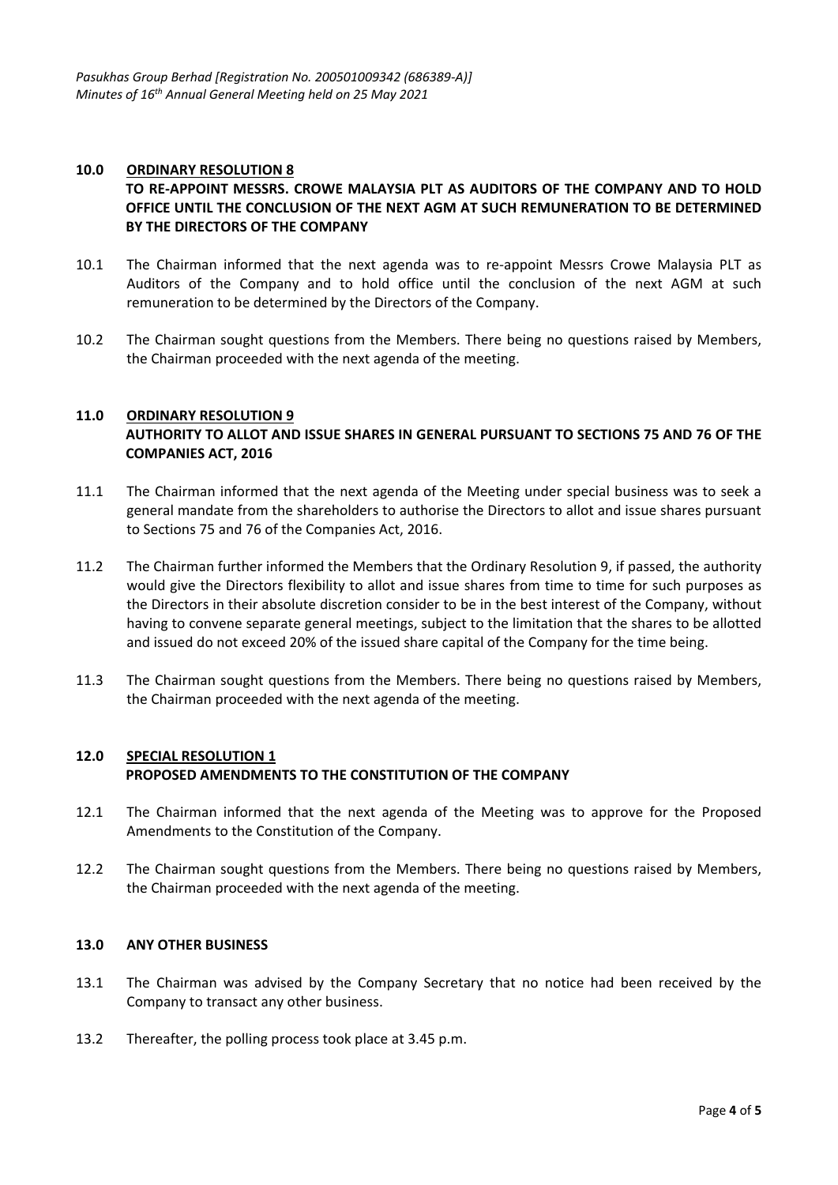## 10.0 ORDINARY RESOLUTION 8

**TO RE-APPOINT MESSRS. CROWE MALAYSIA PLT AS AUDITORS OF THE COMPANY AND TO HOLD OFFICE UNTIL THE CONCLUSION OF THE NEXT AGM AT SUCH REMUNERATION TO BE DETERMINED BY THE DIRECTORS OF THE COMPANY**

10.1 The Chairman informed that the next agenda was to re-appoint Messrs Crowe Malaysia PLT as Auditors of the Company and to hold office until the conclusion of the next AGM at such remuneration to be determined by the Directors of the Company.

10.2 The Chairman sought questions from the Members. There being no questions raised by Members, the Chairman proceeded with the next agenda of the meeting.

## 11.0 ORDINARY RESOLUTION 9

**AUTHORITY TO ALLOT AND ISSUE SHARES IN GENERAL PURSUANT TO SECTIONS 75 AND 76 OF THE COMPANIES ACT, 2016**

11.1 The Chairman informed that the next agenda of the Meeting under special business was to seek a general mandate from the shareholders to authorise the Directors to allot and issue shares pursuant to Sections 75 and 76 of the Companies Act, 2016.

11.2 The Chairman further informed the Members that the Ordinary Resolution 9, if passed, the authority would give the Directors flexibility to allot and issue shares from time to time for such purposes as the Directors in their absolute discretion consider to be in the best interest of the Company, without having to convene separate general meetings, subject to the limitation that the shares to be allotted and issued do not exceed 20% of the issued share capital of the Company for the time being.

11.3 The Chairman sought questions from the Members. There being no questions raised by Members, the Chairman proceeded with the next agenda of the meeting.

## 12.0 SPECIAL RESOLUTION 1

**PROPOSED AMENDMENTS TO THE CONSTITUTION OF THE COMPANY**

12.1 The Chairman informed that the next agenda of the Meeting was to approve for the Proposed Amendments to the Constitution of the Company.

12.2 The Chairman sought questions from the Members. There being no questions raised by Members, the Chairman proceeded with the next agenda of the meeting.

## 13.0 ANY OTHER BUSINESS

13.1 The Chairman was advised by the Company Secretary that no notice had been received by the Company to transact any other business.

13.2 Thereafter, the polling process took place at 3.45 p.m.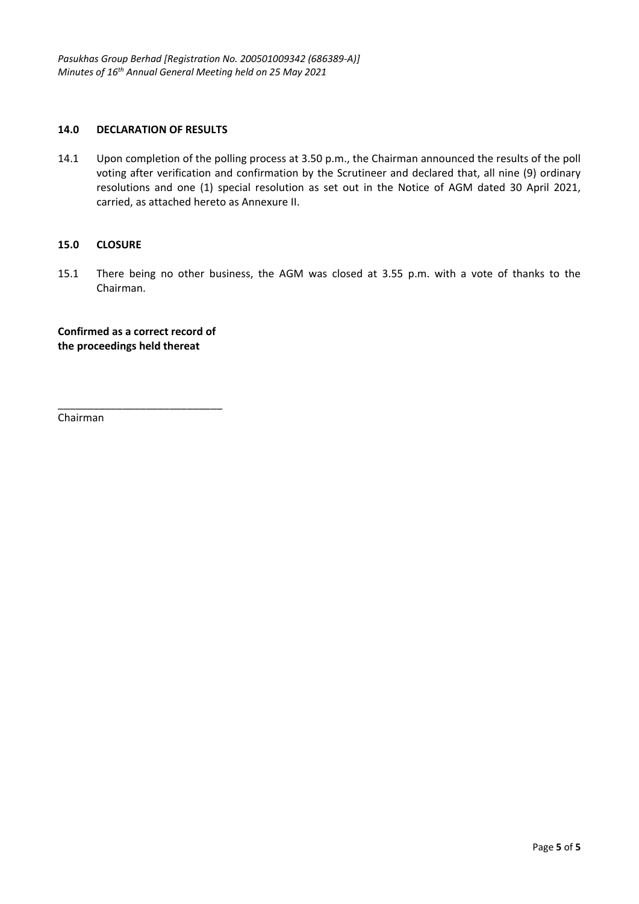## 14.0 DECLARATION OF RESULTS

14.1 Upon completion of the polling process at 3.50 p.m., the Chairman announced the results of the poll voting after verification and confirmation by the Scrutineer and declared that, all nine (9) ordinary resolutions and one (1) special resolution as set out in the Notice of AGM dated 30 April 2021, carried, as attached hereto as Annexure II.

## 15.0 CLOSURE

15.1 There being no other business, the AGM was closed at 3.55 p.m. with a vote of thanks to the Chairman.

**Confirmed as a correct record of the proceedings held thereat**

\_\_\_\_\_\_\_\_\_\_\_\_\_\_\_\_\_\_\_\_\_\_\_\_\_\_\_\_

Chairman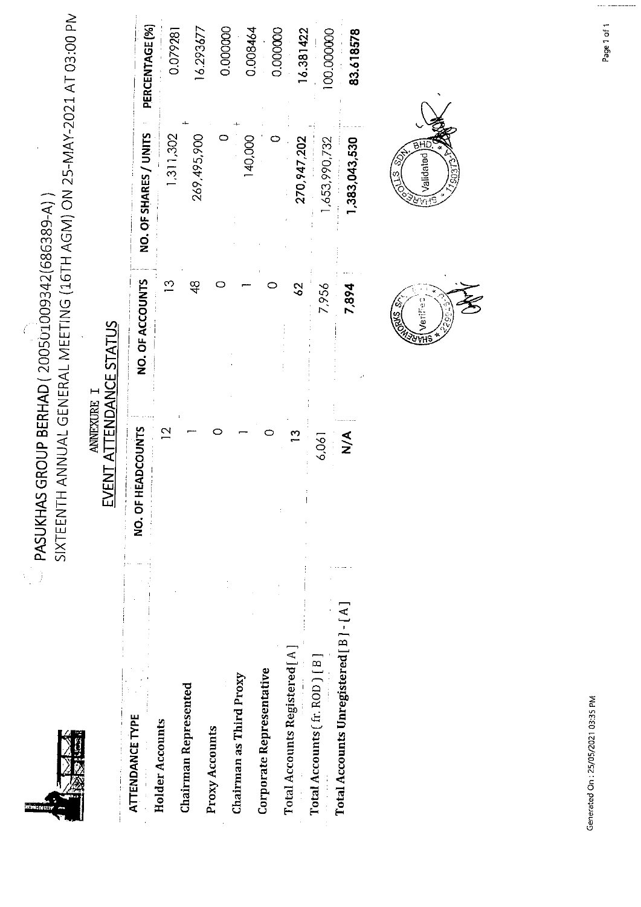# PASUKHAS GROUP BERHAD ( 200501009342(686389-A) )

## SIXTEENTH ANNUAL GENERAL MEETING (16TH AGM) ON 25-MAY-2021 AT 03:00 PM

### ANNEXURE I

### EVENT ATTENDANCE STATUS

| ATTENDANCE TYPE | NO. OF HEADCOUNTS | NO. OF ACCOUNTS | NO. OF SHARES / UNITS | PERCENTAGE (%) |
|---|---|---|---|---|
| Holder Accounts | 12 | 13 | 1,311,302 | 0.079281 |
| Chairman Represented | 1 | 48 | 269,495,900 | 16.293677 |
| Proxy Accounts | 0 | 0 | 0 | 0.000000 |
| Chairman as Third Proxy | 1 | 1 | 140,000 | 0.008464 |
| Corporate Representative | 0 | 0 | 0 | 0.000000 |
| Total Accounts Registered [ A ] | 13 | 62 | 270,947,202 | 16.381422 |
| Total Accounts ( fr. ROD ) [ B ] | 6,061 | 7,956 | 1,653,990,732 | 100.000000 |
| **Total Accounts Unregistered [ B ] - [ A ]** | **N/A** | **7,894** | **1,383,043,530** | **83.618578** |

Generated On : 25/05/2021 03:35 PM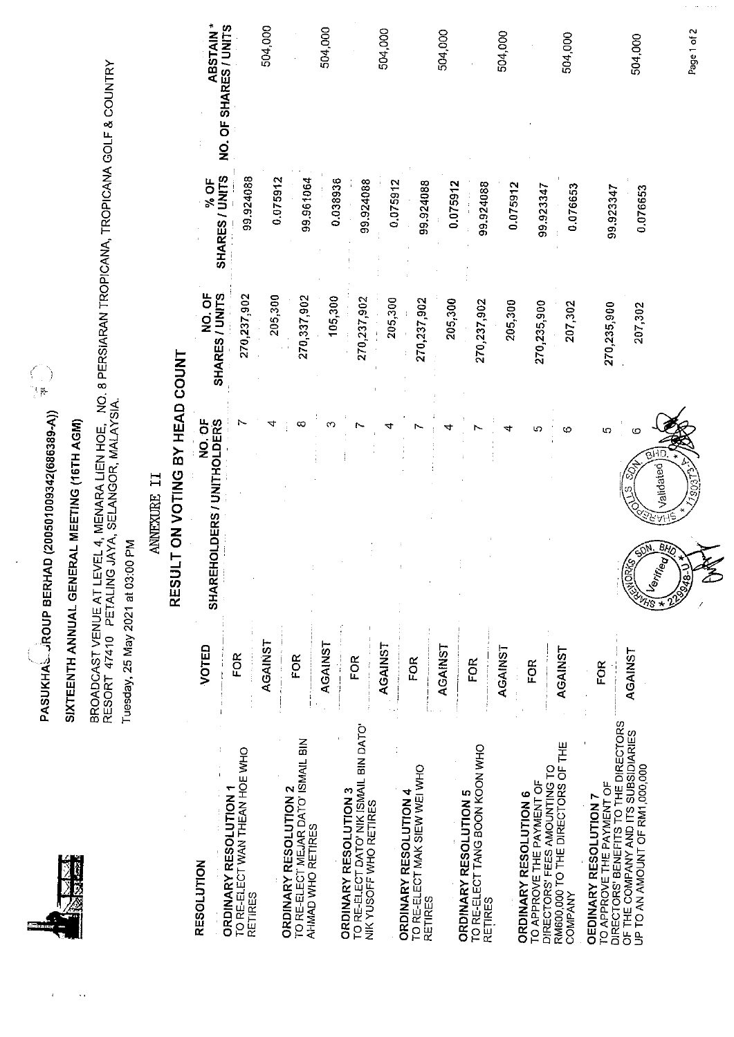PASUKHAS GROUP BERHAD (200501009342(686389-A))

SIXTEENTH ANNUAL GENERAL MEETING (16TH AGM)

BROADCAST VENUE AT LEVEL 4, MENARA LIEN HOE, NO. 8 PERSIARAN TROPICANA, TROPICANA GOLF & COUNTRY RESORT 47410 PETALING JAYA, SELANGOR, MALAYSIA.

Tuesday, 25 May 2021 at 03:00 PM

ANNEXURE II

# RESULT ON VOTING BY HEAD COUNT

| RESOLUTION | VOTED | NO. OF SHAREHOLDERS / UNITHOLDERS | NO. OF SHARES / UNITS | % OF SHARES / UNITS | ABSTAIN * NO. OF SHARES / UNITS |
|---|---|---|---|---|---|
| **ORDINARY RESOLUTION 1** TO RE-ELECT WAN THEAN HOE WHO RETIRES | FOR | 7 | 270,237,902 | 99.924088 | 504,000 |
| | AGAINST | 4 | 205,300 | 0.075912 | |
| **ORDINARY RESOLUTION 2** TO RE-ELECT MEJAR DATO' ISMAIL BIN AHMAD WHO RETIRES | FOR | 8 | 270,337,902 | 99.961064 | 504,000 |
| | AGAINST | 3 | 105,300 | 0.038936 | |
| **ORDINARY RESOLUTION 3** TO RE-ELECT DATO' NIK ISMAIL BIN DATO' NIK YUSOFF WHO RETIRES | FOR | 7 | 270,237,902 | 99.924088 | 504,000 |
| | AGAINST | 4 | 205,300 | 0.075912 | |
| **ORDINARY RESOLUTION 4** TO RE-ELECT MAK SIEW WEI WHO RETIRES | FOR | 7 | 270,237,902 | 99.924088 | 504,000 |
| | AGAINST | 4 | 205,300 | 0.075912 | |
| **ORDINARY RESOLUTION 5** TO RE-ELECT TANG BOON KOON WHO RETIRES | FOR | 7 | 270,237,902 | 99.924088 | 504,000 |
| | AGAINST | 4 | 205,300 | 0.075912 | |
| **ORDINARY RESOLUTION 6** TO APPROVE THE PAYMENT OF DIRECTORS' FEES AMOUNTING TO RM600,000 TO THE DIRECTORS OF THE COMPANY | FOR | 5 | 270,235,900 | 99.923347 | 504,000 |
| | AGAINST | 6 | 207,302 | 0.076653 | |
| **OEDINARY RESOLUTION 7** TO APPROVE THE PAYMENT OF DIRECTORS' BENEFITS TO THE DIRECTORS OF THE COMPANY AND ITS SUBSIDIARIES UP TO AN AMOUNT OF RM1,000,000 | FOR | 5 | 270,235,900 | 99.923347 | 504,000 |
| | AGAINST | 6 | 207,302 | 0.076653 | |

SHAREWORKS SDN. BHD. Verified 229948-U

SHAREPOLLS SDN. BHD. Validated 1190373-A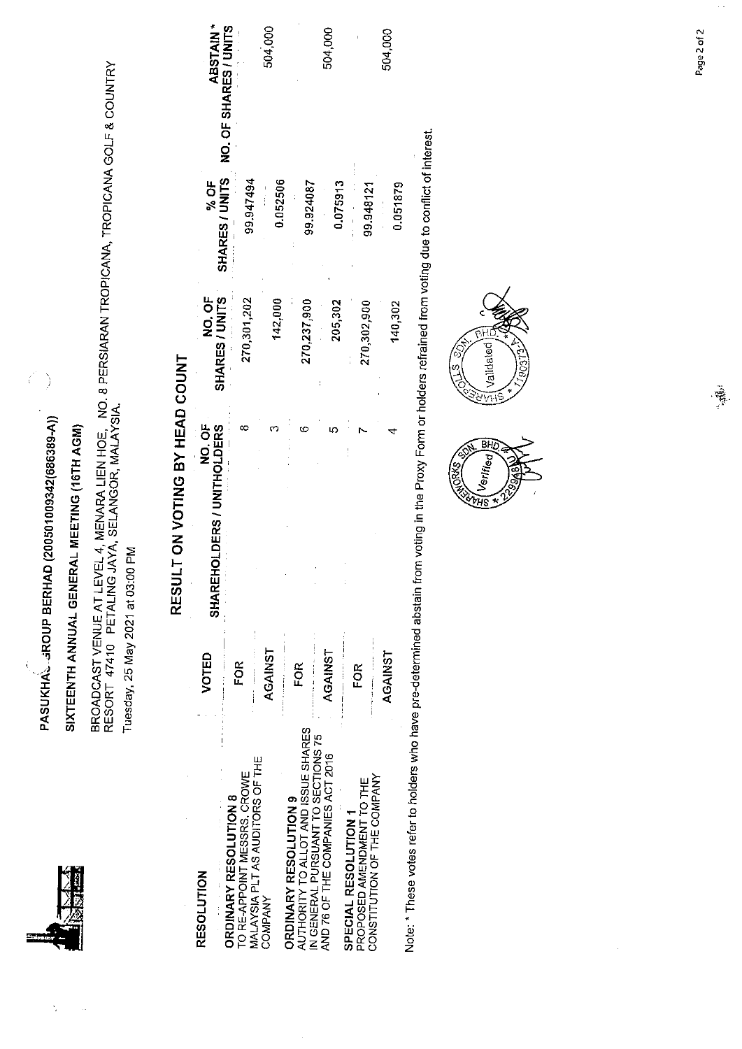PASUKHAS GROUP BERHAD (200501009342(686389-A))

SIXTEENTH ANNUAL GENERAL MEETING (16TH AGM)

BROADCAST VENUE AT LEVEL 4, MENARA LIEN HOE, NO. 8 PERSIARAN TROPICANA, TROPICANA GOLF & COUNTRY RESORT 47410 PETALING JAYA, SELANGOR, MALAYSIA.

Tuesday, 25 May 2021 at 03:00 PM

## RESULT ON VOTING BY HEAD COUNT

| RESOLUTION | VOTED | NO. OF SHAREHOLDERS / UNITHOLDERS | NO. OF SHARES / UNITS | % OF SHARES / UNITS | ABSTAIN * NO. OF SHARES / UNITS |
|---|---|---|---|---|---|
| **ORDINARY RESOLUTION 8** TO RE-APPOINT MESSRS. CROWE MALAYSIA PLT AS AUDITORS OF THE COMPANY | FOR | 8 | 270,301,202 | 99.947494 | 504,000 |
| | AGAINST | 3 | 142,000 | 0.052506 | |
| **ORDINARY RESOLUTION 9** AUTHORITY TO ALLOT AND ISSUE SHARES IN GENERAL PURSUANT TO SECTIONS 75 AND 76 OF THE COMPANIES ACT 2016 | FOR | 6 | 270,237,900 | 99.924087 | 504,000 |
| | AGAINST | 5 | 205,302 | 0.075913 | |
| **SPECIAL RESOLUTION 1** PROPOSED AMENDMENT TO THE CONSTITUTION OF THE COMPANY | FOR | 7 | 270,302,900 | 99.948121 | 504,000 |
| | AGAINST | 4 | 140,302 | 0.051879 | |

Note: * These votes refer to holders who have pre-determined abstain from voting in the Proxy Form or holders refrained from voting due to conflict of interest.

SHAREWORKS SDN. BHD. Verified

SHAREPOLLS SDN. BHD. Validated